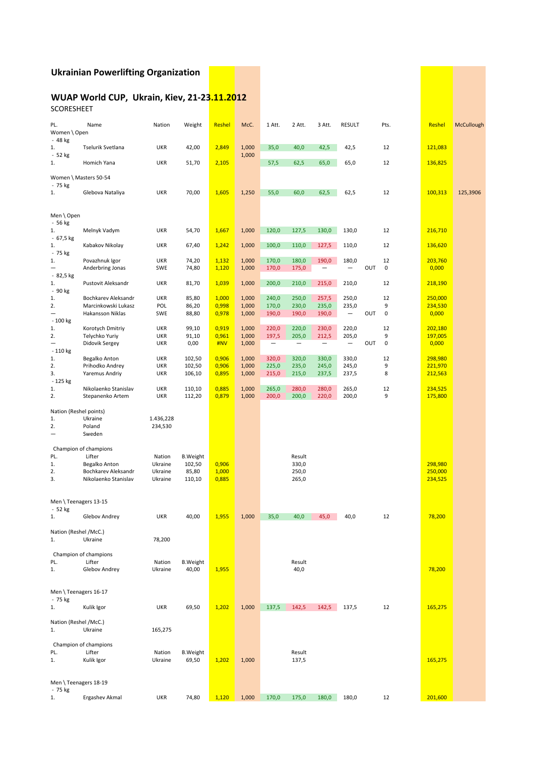# Ukrainian Powerlifting Organization

## WUAP World CUP, Ukrain, Kiev, 21-23.11.2012

SCORESHEET

| PL. | Name | Nation | Weight | Reshel | McC. | 1 Att. | 2 Att. | 3 Att. | RESULT | | Pts. | Reshel | McCullough |
|---|---|---|---|---|---|---|---|---|---|---|---|---|---|
| Women \ Open | | | | | | | | | | | | | |
| - 48 kg | | | | | | | | | | | | | |
| 1. | Tselurik Svetlana | UKR | 42,00 | 2,849 | 1,000 | 35,0 | 40,0 | 42,5 | 42,5 | | 12 | 121,083 | |
| - 52 kg | | | | | 1,000 | | | | | | | | |
| 1. | Homich Yana | UKR | 51,70 | 2,105 | | 57,5 | 62,5 | 65,0 | 65,0 | | 12 | 136,825 | |
| Women \ Masters 50-54 | | | | | | | | | | | | | |
| - 75 kg | | | | | | | | | | | | | |
| 1. | Glebova Nataliya | UKR | 70,00 | 1,605 | 1,250 | 55,0 | 60,0 | 62,5 | 62,5 | | 12 | 100,313 | 125,3906 |
| Men \ Open | | | | | | | | | | | | | |
| - 56 kg | | | | | | | | | | | | | |
| 1. | Melnyk Vadym | UKR | 54,70 | 1,667 | 1,000 | 120,0 | 127,5 | 130,0 | 130,0 | | 12 | 216,710 | |
| - 67,5 kg | | | | | | | | | | | | | |
| 1. | Kabakov Nikolay | UKR | 67,40 | 1,242 | 1,000 | 100,0 | 110,0 | 127,5 | 110,0 | | 12 | 136,620 | |
| - 75 kg | | | | | | | | | | | | | |
| 1. | Povazhnuk Igor | UKR | 74,20 | 1,132 | 1,000 | 170,0 | 180,0 | 190,0 | 180,0 | | 12 | 203,760 | |
| — | Anderbring Jonas | SWE | 74,80 | 1,120 | 1,000 | 170,0 | 175,0 | — | — | OUT | 0 | 0,000 | |
| - 82,5 kg | | | | | | | | | | | | | |
| 1. | Pustovit Aleksandr | UKR | 81,70 | 1,039 | 1,000 | 200,0 | 210,0 | 215,0 | 210,0 | | 12 | 218,190 | |
| - 90 kg | | | | | | | | | | | | | |
| 1. | Bochkarev Aleksandr | UKR | 85,80 | 1,000 | 1,000 | 240,0 | 250,0 | 257,5 | 250,0 | | 12 | 250,000 | |
| 2. | Marcinkowski Lukasz | POL | 86,20 | 0,998 | 1,000 | 170,0 | 230,0 | 235,0 | 235,0 | | 9 | 234,530 | |
| — | Hakansson Niklas | SWE | 88,80 | 0,978 | 1,000 | 190,0 | 190,0 | 190,0 | — | OUT | 0 | 0,000 | |
| - 100 kg | | | | | | | | | | | | | |
| 1. | Korotych Dmitriy | UKR | 99,10 | 0,919 | 1,000 | 220,0 | 220,0 | 230,0 | 220,0 | | 12 | 202,180 | |
| 2. | Telychko Yuriy | UKR | 91,10 | 0,961 | 1,000 | 197,5 | 205,0 | 212,5 | 205,0 | | 9 | 197,005 | |
| — | Didovik Sergey | UKR | 0,00 | #NV | 1,000 | — | — | — | — | OUT | 0 | 0,000 | |
| - 110 kg | | | | | | | | | | | | | |
| 1. | Begalko Anton | UKR | 102,50 | 0,906 | 1,000 | 320,0 | 320,0 | 330,0 | 330,0 | | 12 | 298,980 | |
| 2. | Prihodko Andrey | UKR | 102,50 | 0,906 | 1,000 | 225,0 | 235,0 | 245,0 | 245,0 | | 9 | 221,970 | |
| 3. | Yaremus Andriy | UKR | 106,10 | 0,895 | 1,000 | 215,0 | 215,0 | 237,5 | 237,5 | | 8 | 212,563 | |
| - 125 kg | | | | | | | | | | | | | |
| 1. | Nikolaenko Stanislav | UKR | 110,10 | 0,885 | 1,000 | 265,0 | 280,0 | 280,0 | 265,0 | | 12 | 234,525 | |
| 2. | Stepanenko Artem | UKR | 112,20 | 0,879 | 1,000 | 200,0 | 200,0 | 220,0 | 200,0 | | 9 | 175,800 | |

Nation (Reshel points)

| | | |
|---|---|---|
| 1. | Ukraine | 1.436,228 |
| 2. | Poland | 234,530 |
| — | Sweden | |

Champion of champions

| PL. | Lifter | Nation | B.Weight | Reshel | Result | Reshel |
|---|---|---|---|---|---|---|
| 1. | Begalko Anton | Ukraine | 102,50 | 0,906 | 330,0 | 298,980 |
| 2. | Bochkarev Aleksandr | Ukraine | 85,80 | 1,000 | 250,0 | 250,000 |
| 3. | Nikolaenko Stanislav | Ukraine | 110,10 | 0,885 | 265,0 | 234,525 |

| PL. | Name | Nation | Weight | Reshel | McC. | 1 Att. | 2 Att. | 3 Att. | RESULT | | Pts. | Reshel |
|---|---|---|---|---|---|---|---|---|---|---|---|---|
| Men \ Teenagers 13-15 | | | | | | | | | | | | |
| - 52 kg | | | | | | | | | | | | |
| 1. | Glebov Andrey | UKR | 40,00 | 1,955 | 1,000 | 35,0 | 40,0 | 45,0 | 40,0 | | 12 | 78,200 |

Nation (Reshel /McC.)

| | | |
|---|---|---|
| 1. | Ukraine | 78,200 |

Champion of champions

| PL. | Lifter | Nation | B.Weight | Reshel | Result | Reshel |
|---|---|---|---|---|---|---|
| 1. | Glebov Andrey | Ukraine | 40,00 | 1,955 | 40,0 | 78,200 |

| PL. | Name | Nation | Weight | Reshel | McC. | 1 Att. | 2 Att. | 3 Att. | RESULT | | Pts. | Reshel |
|---|---|---|---|---|---|---|---|---|---|---|---|---|
| Men \ Teenagers 16-17 | | | | | | | | | | | | |
| - 75 kg | | | | | | | | | | | | |
| 1. | Kulik Igor | UKR | 69,50 | 1,202 | 1,000 | 137,5 | 142,5 | 142,5 | 137,5 | | 12 | 165,275 |

Nation (Reshel /McC.)

| | | |
|---|---|---|
| 1. | Ukraine | 165,275 |

Champion of champions

| PL. | Lifter | Nation | B.Weight | Reshel | McC. | Result | Reshel |
|---|---|---|---|---|---|---|---|
| 1. | Kulik Igor | Ukraine | 69,50 | 1,202 | 1,000 | 137,5 | 165,275 |

| PL. | Name | Nation | Weight | Reshel | McC. | 1 Att. | 2 Att. | 3 Att. | RESULT | | Pts. | Reshel |
|---|---|---|---|---|---|---|---|---|---|---|---|---|
| Men \ Teenagers 18-19 | | | | | | | | | | | | |
| - 75 kg | | | | | | | | | | | | |
| 1. | Ergashev Akmal | UKR | 74,80 | 1,120 | 1,000 | 170,0 | 175,0 | 180,0 | 180,0 | | 12 | 201,600 |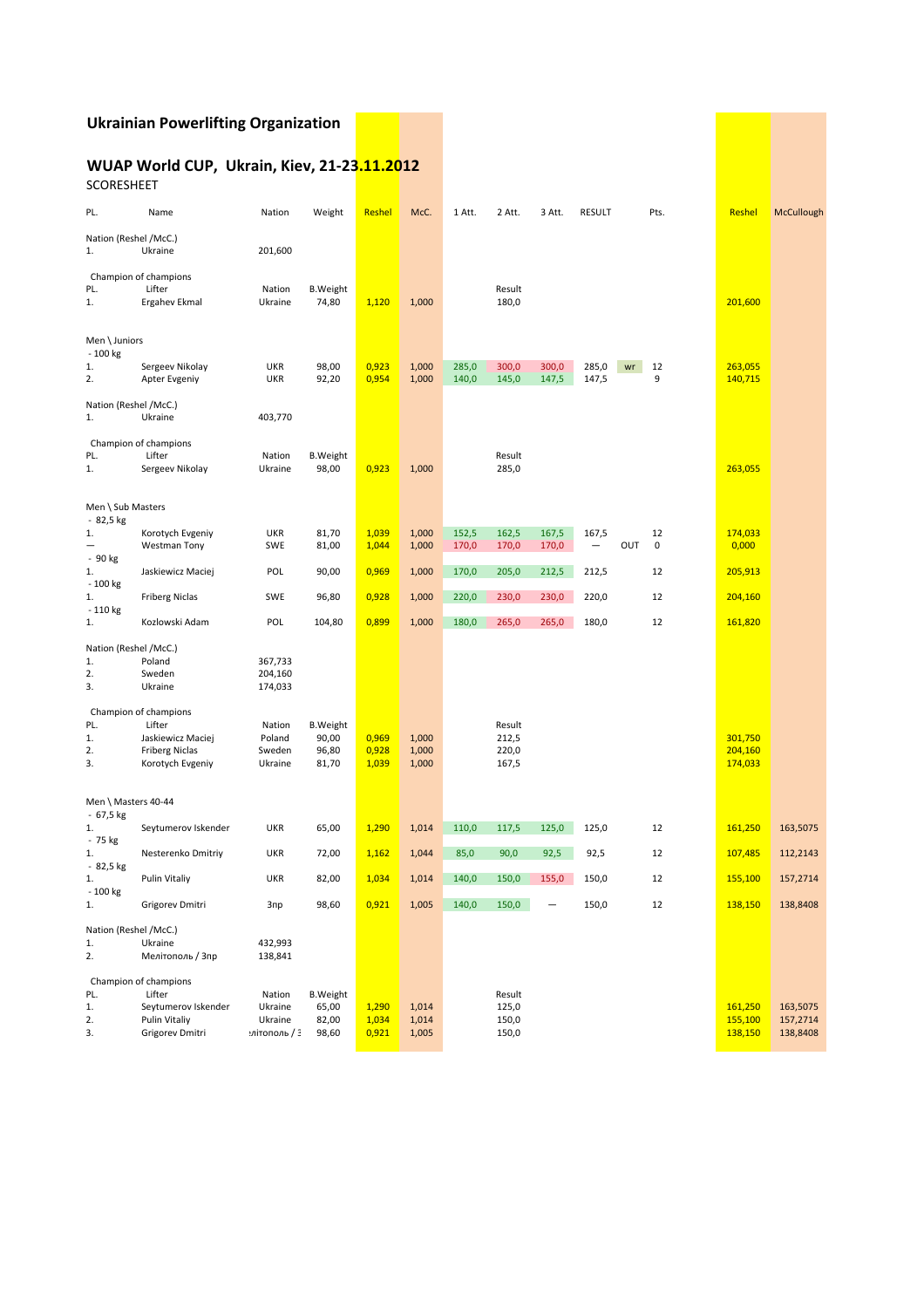## Ukrainian Powerlifting Organization

## WUAP World CUP, Ukrain, Kiev, 21-23.11.2012

SCORESHEET

| PL. | Name | Nation | Weight | Reshel | McC. | 1 Att. | 2 Att. | 3 Att. | RESULT | | Pts. | Reshel | McCullough |
|---|---|---|---|---|---|---|---|---|---|---|---|---|---|
| Nation (Reshel /McC.) | | | | | | | | | | | | | |
| 1. | Ukraine | 201,600 | | | | | | | | | | | |
| Champion of champions | | | | | | | | | | | | | |
| PL. | Lifter | Nation | B.Weight | | | | Result | | | | | | |
| 1. | Ergahev Ekmal | Ukraine | 74,80 | 1,120 | 1,000 | | 180,0 | | | | | 201,600 | |
| Men \ Juniors | | | | | | | | | | | | | |
| - 100 kg | | | | | | | | | | | | | |
| 1. | Sergeev Nikolay | UKR | 98,00 | 0,923 | 1,000 | 285,0 | 300,0 | 300,0 | 285,0 | wr | 12 | 263,055 | |
| 2. | Apter Evgeniy | UKR | 92,20 | 0,954 | 1,000 | 140,0 | 145,0 | 147,5 | 147,5 | | 9 | 140,715 | |
| Nation (Reshel /McC.) | | | | | | | | | | | | | |
| 1. | Ukraine | 403,770 | | | | | | | | | | | |
| Champion of champions | | | | | | | | | | | | | |
| PL. | Lifter | Nation | B.Weight | | | | Result | | | | | | |
| 1. | Sergeev Nikolay | Ukraine | 98,00 | 0,923 | 1,000 | | 285,0 | | | | | 263,055 | |
| Men \ Sub Masters | | | | | | | | | | | | | |
| - 82,5 kg | | | | | | | | | | | | | |
| 1. | Korotych Evgeniy | UKR | 81,70 | 1,039 | 1,000 | 152,5 | 162,5 | 167,5 | 167,5 | | 12 | 174,033 | |
| — | Westman Tony | SWE | 81,00 | 1,044 | 1,000 | 170,0 | 170,0 | 170,0 | — | OUT | 0 | 0,000 | |
| - 90 kg | | | | | | | | | | | | | |
| 1. | Jaskiewicz Maciej | POL | 90,00 | 0,969 | 1,000 | 170,0 | 205,0 | 212,5 | 212,5 | | 12 | 205,913 | |
| - 100 kg | | | | | | | | | | | | | |
| 1. | Friberg Niclas | SWE | 96,80 | 0,928 | 1,000 | 220,0 | 230,0 | 230,0 | 220,0 | | 12 | 204,160 | |
| - 110 kg | | | | | | | | | | | | | |
| 1. | Kozlowski Adam | POL | 104,80 | 0,899 | 1,000 | 180,0 | 265,0 | 265,0 | 180,0 | | 12 | 161,820 | |
| Nation (Reshel /McC.) | | | | | | | | | | | | | |
| 1. | Poland | 367,733 | | | | | | | | | | | |
| 2. | Sweden | 204,160 | | | | | | | | | | | |
| 3. | Ukraine | 174,033 | | | | | | | | | | | |
| Champion of champions | | | | | | | | | | | | | |
| PL. | Lifter | Nation | B.Weight | | | | Result | | | | | | |
| 1. | Jaskiewicz Maciej | Poland | 90,00 | 0,969 | 1,000 | | 212,5 | | | | | 301,750 | |
| 2. | Friberg Niclas | Sweden | 96,80 | 0,928 | 1,000 | | 220,0 | | | | | 204,160 | |
| 3. | Korotych Evgeniy | Ukraine | 81,70 | 1,039 | 1,000 | | 167,5 | | | | | 174,033 | |
| Men \ Masters 40-44 | | | | | | | | | | | | | |
| - 67,5 kg | | | | | | | | | | | | | |
| 1. | Seytumerov Iskender | UKR | 65,00 | 1,290 | 1,014 | 110,0 | 117,5 | 125,0 | 125,0 | | 12 | 161,250 | 163,5075 |
| - 75 kg | | | | | | | | | | | | | |
| 1. | Nesterenko Dmitriy | UKR | 72,00 | 1,162 | 1,044 | 85,0 | 90,0 | 92,5 | 92,5 | | 12 | 107,485 | 112,2143 |
| - 82,5 kg | | | | | | | | | | | | | |
| 1. | Pulin Vitaliy | UKR | 82,00 | 1,034 | 1,014 | 140,0 | 150,0 | 155,0 | 150,0 | | 12 | 155,100 | 157,2714 |
| - 100 kg | | | | | | | | | | | | | |
| 1. | Grigorev Dmitri | Зпр | 98,60 | 0,921 | 1,005 | 140,0 | 150,0 | — | 150,0 | | 12 | 138,150 | 138,8408 |
| Nation (Reshel /McC.) | | | | | | | | | | | | | |
| 1. | Ukraine | 432,993 | | | | | | | | | | | |
| 2. | Мелітополь / Зпр | 138,841 | | | | | | | | | | | |
| Champion of champions | | | | | | | | | | | | | |
| PL. | Lifter | Nation | B.Weight | | | | Result | | | | | | |
| 1. | Seytumerov Iskender | Ukraine | 65,00 | 1,290 | 1,014 | | 125,0 | | | | | 161,250 | 163,5075 |
| 2. | Pulin Vitaliy | Ukraine | 82,00 | 1,034 | 1,014 | | 150,0 | | | | | 155,100 | 157,2714 |
| 3. | Grigorev Dmitri | літополь / З | 98,60 | 0,921 | 1,005 | | 150,0 | | | | | 138,150 | 138,8408 |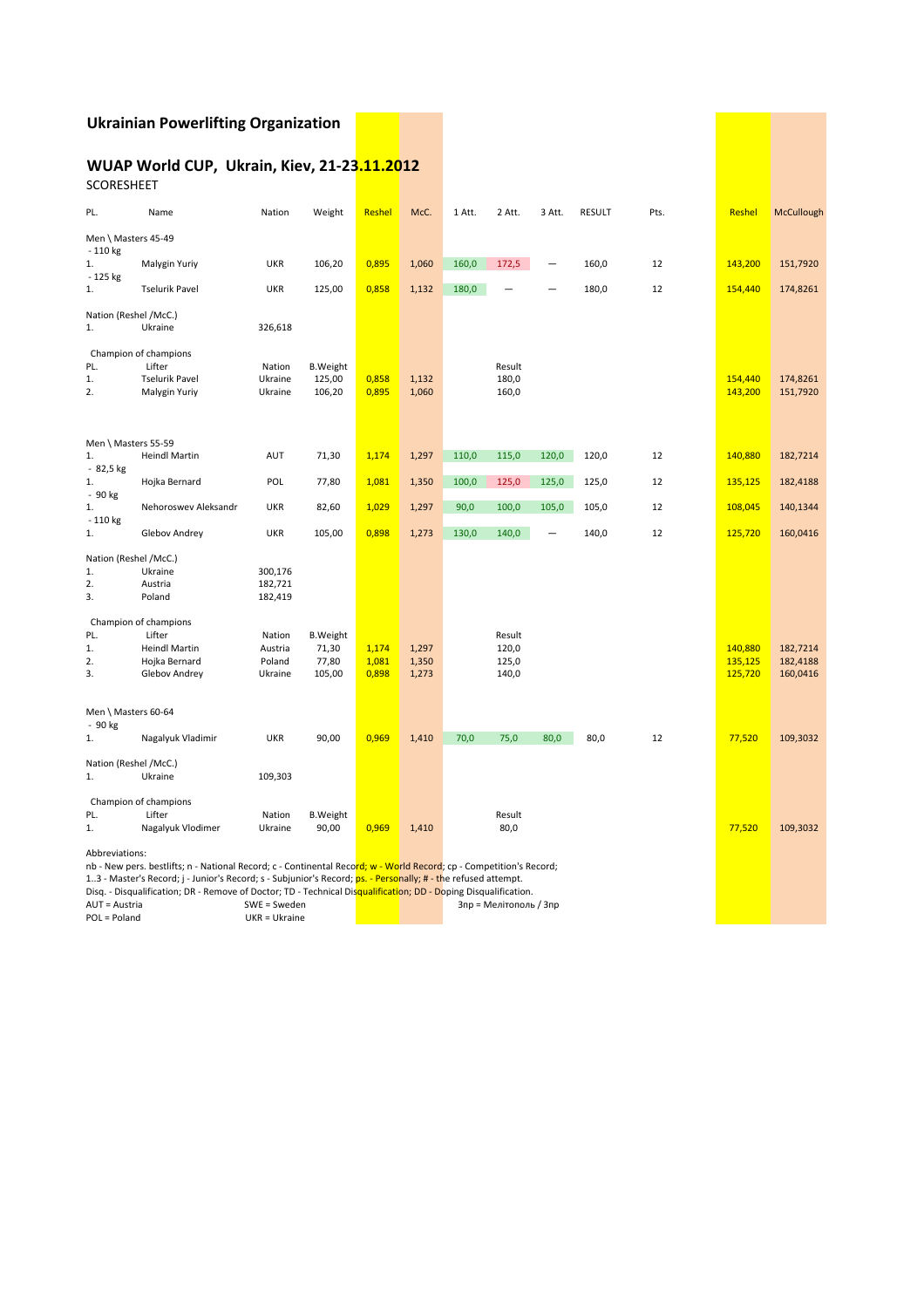## Ukrainian Powerlifting Organization

## WUAP World CUP, Ukrain, Kiev, 21-23.11.2012

SCORESHEET

| PL. | Name | Nation | Weight | Reshel | McC. | 1 Att. | 2 Att. | 3 Att. | RESULT | Pts. | Reshel | McCullough |
|---|---|---|---|---|---|---|---|---|---|---|---|---|
| Men \ Masters 45-49 | | | | | | | | | | | | |
| - 110 kg | | | | | | | | | | | | |
| 1. | Malygin Yuriy | UKR | 106,20 | 0,895 | 1,060 | 160,0 | 172,5 | — | 160,0 | 12 | 143,200 | 151,7920 |
| - 125 kg | | | | | | | | | | | | |
| 1. | Tselurik Pavel | UKR | 125,00 | 0,858 | 1,132 | 180,0 | — | — | 180,0 | 12 | 154,440 | 174,8261 |

Nation (Reshel /McC.)

| | | |
|---|---|---|
| 1. | Ukraine | 326,618 |

Champion of champions

| PL. | Lifter | Nation | B.Weight | | | Result | | |
|---|---|---|---|---|---|---|---|---|
| 1. | Tselurik Pavel | Ukraine | 125,00 | 0,858 | 1,132 | 180,0 | 154,440 | 174,8261 |
| 2. | Malygin Yuriy | Ukraine | 106,20 | 0,895 | 1,060 | 160,0 | 143,200 | 151,7920 |

| PL. | Name | Nation | Weight | Reshel | McC. | 1 Att. | 2 Att. | 3 Att. | RESULT | Pts. | Reshel | McCullough |
|---|---|---|---|---|---|---|---|---|---|---|---|---|
| Men \ Masters 55-59 | | | | | | | | | | | | |
| 1. | Heindl Martin | AUT | 71,30 | 1,174 | 1,297 | 110,0 | 115,0 | 120,0 | 120,0 | 12 | 140,880 | 182,7214 |
| - 82,5 kg | | | | | | | | | | | | |
| 1. | Hojka Bernard | POL | 77,80 | 1,081 | 1,350 | 100,0 | 125,0 | 125,0 | 125,0 | 12 | 135,125 | 182,4188 |
| - 90 kg | | | | | | | | | | | | |
| 1. | Nehoroswev Aleksandr | UKR | 82,60 | 1,029 | 1,297 | 90,0 | 100,0 | 105,0 | 105,0 | 12 | 108,045 | 140,1344 |
| - 110 kg | | | | | | | | | | | | |
| 1. | Glebov Andrey | UKR | 105,00 | 0,898 | 1,273 | 130,0 | 140,0 | — | 140,0 | 12 | 125,720 | 160,0416 |

Nation (Reshel /McC.)

| | | |
|---|---|---|
| 1. | Ukraine | 300,176 |
| 2. | Austria | 182,721 |
| 3. | Poland | 182,419 |

Champion of champions

| PL. | Lifter | Nation | B.Weight | | | Result | | |
|---|---|---|---|---|---|---|---|---|
| 1. | Heindl Martin | Austria | 71,30 | 1,174 | 1,297 | 120,0 | 140,880 | 182,7214 |
| 2. | Hojka Bernard | Poland | 77,80 | 1,081 | 1,350 | 125,0 | 135,125 | 182,4188 |
| 3. | Glebov Andrey | Ukraine | 105,00 | 0,898 | 1,273 | 140,0 | 125,720 | 160,0416 |

| PL. | Name | Nation | Weight | Reshel | McC. | 1 Att. | 2 Att. | 3 Att. | RESULT | Pts. | Reshel | McCullough |
|---|---|---|---|---|---|---|---|---|---|---|---|---|
| Men \ Masters 60-64 | | | | | | | | | | | | |
| - 90 kg | | | | | | | | | | | | |
| 1. | Nagalyuk Vladimir | UKR | 90,00 | 0,969 | 1,410 | 70,0 | 75,0 | 80,0 | 80,0 | 12 | 77,520 | 109,3032 |

Nation (Reshel /McC.)

| | | |
|---|---|---|
| 1. | Ukraine | 109,303 |

Champion of champions

| PL. | Lifter | Nation | B.Weight | | | Result | | |
|---|---|---|---|---|---|---|---|---|
| 1. | Nagalyuk Vlodimer | Ukraine | 90,00 | 0,969 | 1,410 | 80,0 | 77,520 | 109,3032 |

Abbreviations:

nb - New pers. bestlifts; n - National Record; c - Continental Record; w - World Record; cp - Competition's Record;
1..3 - Master's Record; j - Junior's Record; s - Subjunior's Record; ps. - Personally; # - the refused attempt.
Disq. - Disqualification; DR - Remove of Doctor; TD - Technical Disqualification; DD - Doping Disqualification.

AUT = Austria SWE = Sweden Зпр = Мелітополь / Зпр
POL = Poland UKR = Ukraine